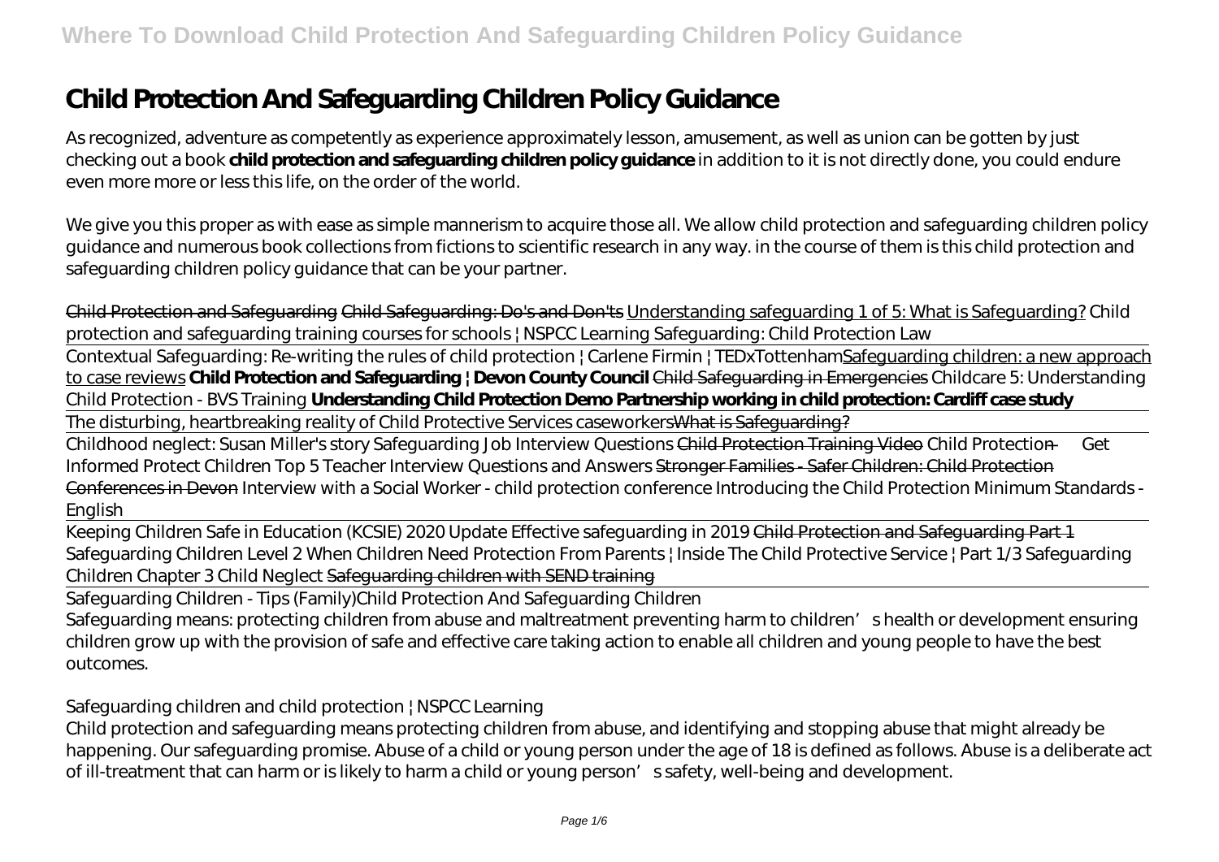# Child Protection And Safeguarding Children Policy Guidance

As recognized, adventure as competently as experience approximately lesson, amusement, as well as union can be gotten by just checking out a book **child protection and safeguarding children policy guidance** in addition to it is not directly done, you could endure even more more or less this life, on the order of the world.

We give you this proper as with ease as simple mannerism to acquire those all. We allow child protection and safeguarding children policy guidance and numerous book collections from fictions to scientific research in any way. in the course of them is this child protection and safeguarding children policy guidance that can be your partner.

Child Protection and Safeguarding Child Safeguarding: Do's and Don'ts Understanding safeguarding 1 of 5: What is Safeguarding? *Child protection and safeguarding training courses for schools | NSPCC Learning* *Safeguarding: Child Protection Law*

Contextual Safeguarding: Re-writing the rules of child protection | Carlene Firmin | TEDxTottenham Safeguarding children: a new approach to case reviews **Child Protection and Safeguarding | Devon County Council** Child Safeguarding in Emergencies *Childcare 5: Understanding Child Protection - BVS Training* **Understanding Child Protection Demo Partnership working in child protection: Cardiff case study**

The disturbing, heartbreaking reality of Child Protective Services caseworkers What is Safeguarding?

Childhood neglect: Susan Miller's story *Safeguarding Job Interview Questions* Child Protection Training Video *Child Protection — Get Informed Protect Children* *Top 5 Teacher Interview Questions and Answers* Stronger Families - Safer Children: Child Protection Conferences in Devon *Interview with a Social Worker - child protection conference* *Introducing the Child Protection Minimum Standards - English*

Keeping Children Safe in Education (KCSIE) 2020 Update *Effective safeguarding in 2019* Child Protection and Safeguarding Part 1 *Safeguarding Children Level 2* *When Children Need Protection From Parents | Inside The Child Protective Service | Part 1/3* *Safeguarding Children Chapter 3 Child Neglect* Safeguarding children with SEND training

Safeguarding Children - Tips (Family)*Child Protection And Safeguarding Children*

Safeguarding means: protecting children from abuse and maltreatment preventing harm to children's health or development ensuring children grow up with the provision of safe and effective care taking action to enable all children and young people to have the best outcomes.

*Safeguarding children and child protection | NSPCC Learning*

Child protection and safeguarding means protecting children from abuse, and identifying and stopping abuse that might already be happening. Our safeguarding promise. Abuse of a child or young person under the age of 18 is defined as follows. Abuse is a deliberate act of ill-treatment that can harm or is likely to harm a child or young person's safety, well-being and development.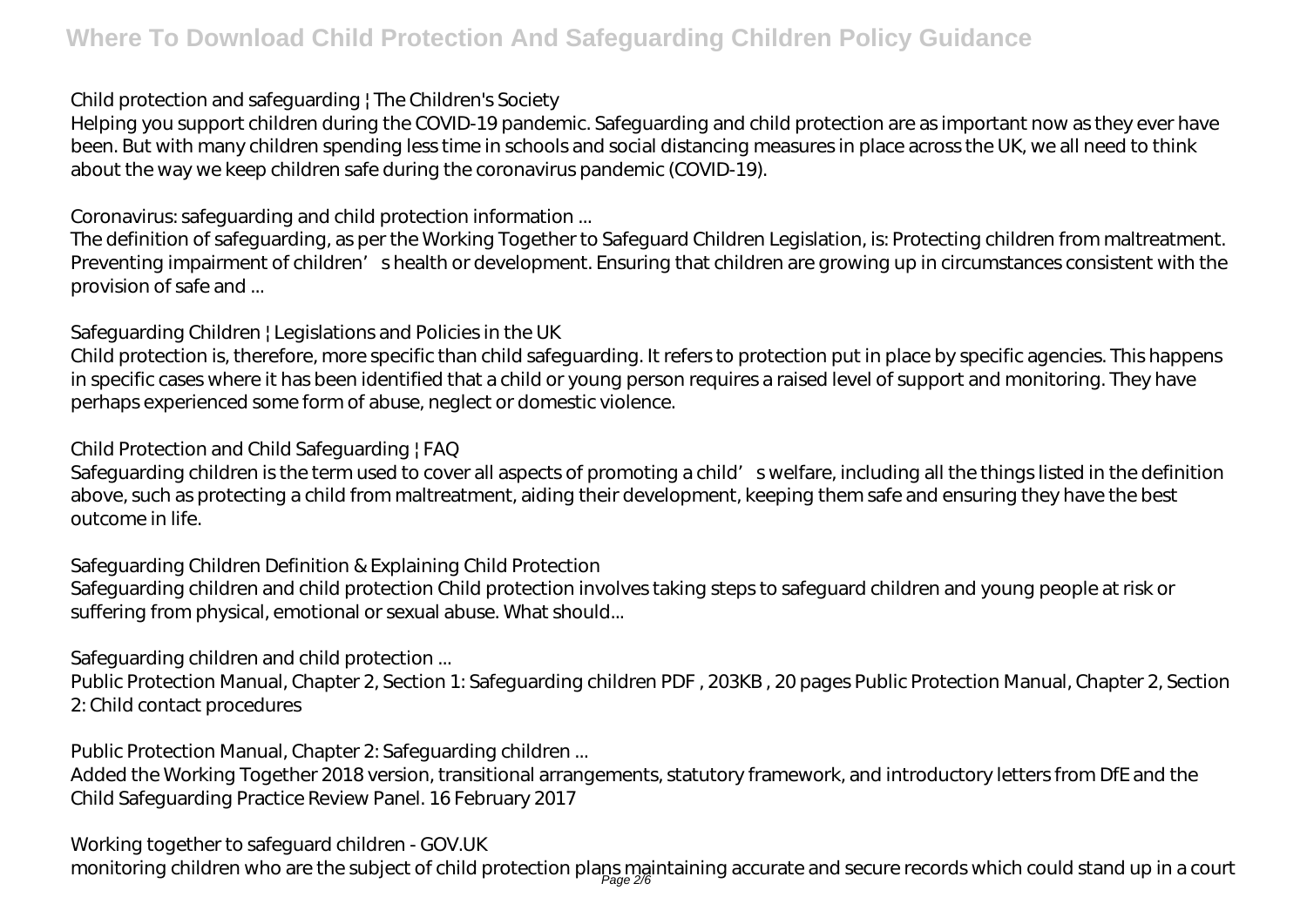## Child protection and safeguarding | The Children's Society

Helping you support children during the COVID-19 pandemic. Safeguarding and child protection are as important now as they ever have been. But with many children spending less time in schools and social distancing measures in place across the UK, we all need to think about the way we keep children safe during the coronavirus pandemic (COVID-19).

## Coronavirus: safeguarding and child protection information ...

The definition of safeguarding, as per the Working Together to Safeguard Children Legislation, is: Protecting children from maltreatment. Preventing impairment of children's health or development. Ensuring that children are growing up in circumstances consistent with the provision of safe and ...

## Safeguarding Children | Legislations and Policies in the UK

Child protection is, therefore, more specific than child safeguarding. It refers to protection put in place by specific agencies. This happens in specific cases where it has been identified that a child or young person requires a raised level of support and monitoring. They have perhaps experienced some form of abuse, neglect or domestic violence.

## Child Protection and Child Safeguarding | FAQ

Safeguarding children is the term used to cover all aspects of promoting a child's welfare, including all the things listed in the definition above, such as protecting a child from maltreatment, aiding their development, keeping them safe and ensuring they have the best outcome in life.

## Safeguarding Children Definition & Explaining Child Protection

Safeguarding children and child protection Child protection involves taking steps to safeguard children and young people at risk or suffering from physical, emotional or sexual abuse. What should...

## Safeguarding children and child protection ...

Public Protection Manual, Chapter 2, Section 1: Safeguarding children PDF , 203KB , 20 pages Public Protection Manual, Chapter 2, Section 2: Child contact procedures

## Public Protection Manual, Chapter 2: Safeguarding children ...

Added the Working Together 2018 version, transitional arrangements, statutory framework, and introductory letters from DfE and the Child Safeguarding Practice Review Panel. 16 February 2017

## Working together to safeguard children - GOV.UK

monitoring children who are the subject of child protection plans maintaining accurate and secure records which could stand up in a court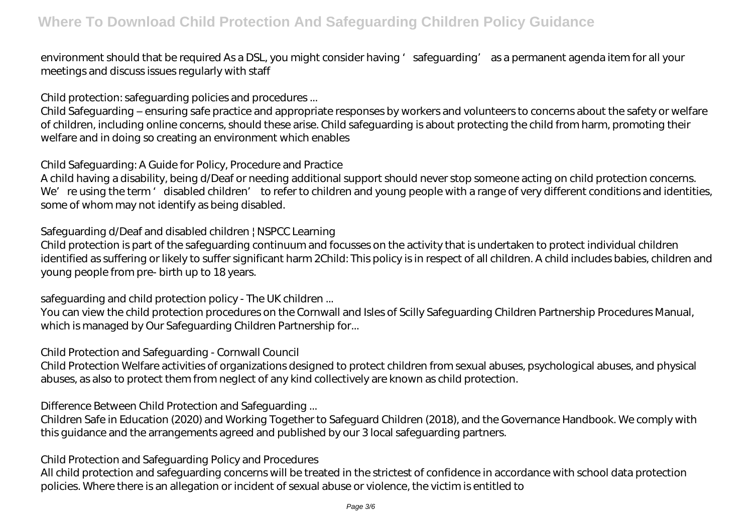environment should that be required As a DSL, you might consider having 'safeguarding' as a permanent agenda item for all your meetings and discuss issues regularly with staff

Child protection: safeguarding policies and procedures ...

Child Safeguarding – ensuring safe practice and appropriate responses by workers and volunteers to concerns about the safety or welfare of children, including online concerns, should these arise. Child safeguarding is about protecting the child from harm, promoting their welfare and in doing so creating an environment which enables

Child Safeguarding: A Guide for Policy, Procedure and Practice

A child having a disability, being d/Deaf or needing additional support should never stop someone acting on child protection concerns. We're using the term 'disabled children' to refer to children and young people with a range of very different conditions and identities, some of whom may not identify as being disabled.

Safeguarding d/Deaf and disabled children | NSPCC Learning

Child protection is part of the safeguarding continuum and focusses on the activity that is undertaken to protect individual children identified as suffering or likely to suffer significant harm 2Child: This policy is in respect of all children. A child includes babies, children and young people from pre- birth up to 18 years.

safeguarding and child protection policy - The UK children ...

You can view the child protection procedures on the Cornwall and Isles of Scilly Safeguarding Children Partnership Procedures Manual, which is managed by Our Safeguarding Children Partnership for...

Child Protection and Safeguarding - Cornwall Council

Child Protection Welfare activities of organizations designed to protect children from sexual abuses, psychological abuses, and physical abuses, as also to protect them from neglect of any kind collectively are known as child protection.

Difference Between Child Protection and Safeguarding ...

Children Safe in Education (2020) and Working Together to Safeguard Children (2018), and the Governance Handbook. We comply with this guidance and the arrangements agreed and published by our 3 local safeguarding partners.

Child Protection and Safeguarding Policy and Procedures

All child protection and safeguarding concerns will be treated in the strictest of confidence in accordance with school data protection policies. Where there is an allegation or incident of sexual abuse or violence, the victim is entitled to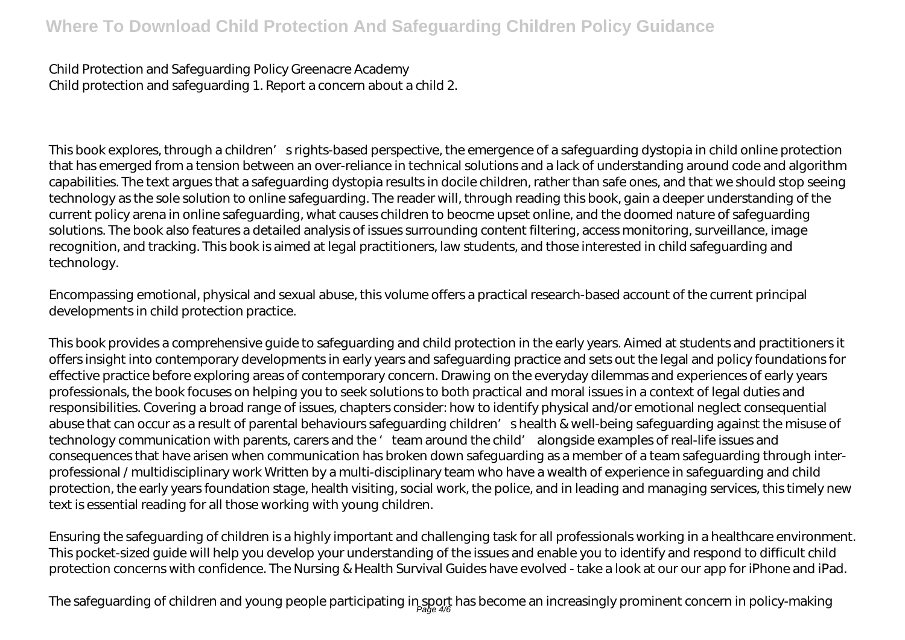Child Protection and Safeguarding Policy Greenacre Academy
Child protection and safeguarding 1. Report a concern about a child 2.

This book explores, through a children's rights-based perspective, the emergence of a safeguarding dystopia in child online protection that has emerged from a tension between an over-reliance in technical solutions and a lack of understanding around code and algorithm capabilities. The text argues that a safeguarding dystopia results in docile children, rather than safe ones, and that we should stop seeing technology as the sole solution to online safeguarding. The reader will, through reading this book, gain a deeper understanding of the current policy arena in online safeguarding, what causes children to beocme upset online, and the doomed nature of safeguarding solutions. The book also features a detailed analysis of issues surrounding content filtering, access monitoring, surveillance, image recognition, and tracking. This book is aimed at legal practitioners, law students, and those interested in child safeguarding and technology.

Encompassing emotional, physical and sexual abuse, this volume offers a practical research-based account of the current principal developments in child protection practice.

This book provides a comprehensive guide to safeguarding and child protection in the early years. Aimed at students and practitioners it offers insight into contemporary developments in early years and safeguarding practice and sets out the legal and policy foundations for effective practice before exploring areas of contemporary concern. Drawing on the everyday dilemmas and experiences of early years professionals, the book focuses on helping you to seek solutions to both practical and moral issues in a context of legal duties and responsibilities. Covering a broad range of issues, chapters consider: how to identify physical and/or emotional neglect consequential abuse that can occur as a result of parental behaviours safeguarding children's health & well-being safeguarding against the misuse of technology communication with parents, carers and the 'team around the child' alongside examples of real-life issues and consequences that have arisen when communication has broken down safeguarding as a member of a team safeguarding through inter-professional / multidisciplinary work Written by a multi-disciplinary team who have a wealth of experience in safeguarding and child protection, the early years foundation stage, health visiting, social work, the police, and in leading and managing services, this timely new text is essential reading for all those working with young children.

Ensuring the safeguarding of children is a highly important and challenging task for all professionals working in a healthcare environment. This pocket-sized guide will help you develop your understanding of the issues and enable you to identify and respond to difficult child protection concerns with confidence. The Nursing & Health Survival Guides have evolved - take a look at our our app for iPhone and iPad.

The safeguarding of children and young people participating in sport has become an increasingly prominent concern in policy-making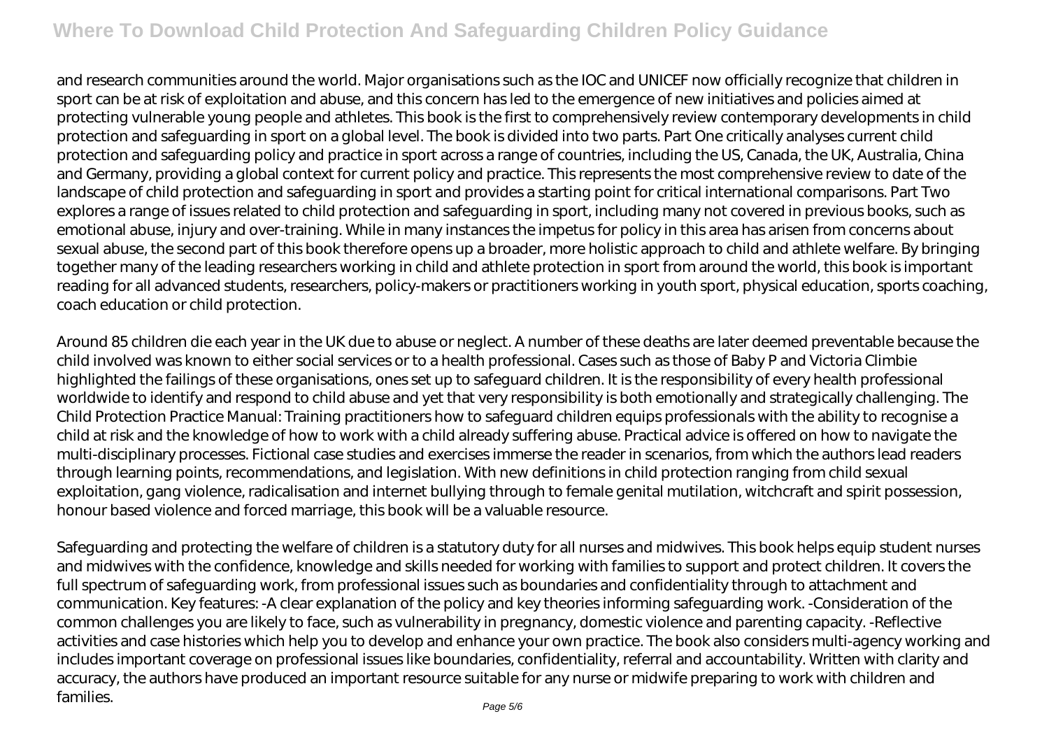and research communities around the world. Major organisations such as the IOC and UNICEF now officially recognize that children in sport can be at risk of exploitation and abuse, and this concern has led to the emergence of new initiatives and policies aimed at protecting vulnerable young people and athletes. This book is the first to comprehensively review contemporary developments in child protection and safeguarding in sport on a global level. The book is divided into two parts. Part One critically analyses current child protection and safeguarding policy and practice in sport across a range of countries, including the US, Canada, the UK, Australia, China and Germany, providing a global context for current policy and practice. This represents the most comprehensive review to date of the landscape of child protection and safeguarding in sport and provides a starting point for critical international comparisons. Part Two explores a range of issues related to child protection and safeguarding in sport, including many not covered in previous books, such as emotional abuse, injury and over-training. While in many instances the impetus for policy in this area has arisen from concerns about sexual abuse, the second part of this book therefore opens up a broader, more holistic approach to child and athlete welfare. By bringing together many of the leading researchers working in child and athlete protection in sport from around the world, this book is important reading for all advanced students, researchers, policy-makers or practitioners working in youth sport, physical education, sports coaching, coach education or child protection.

Around 85 children die each year in the UK due to abuse or neglect. A number of these deaths are later deemed preventable because the child involved was known to either social services or to a health professional. Cases such as those of Baby P and Victoria Climbie highlighted the failings of these organisations, ones set up to safeguard children. It is the responsibility of every health professional worldwide to identify and respond to child abuse and yet that very responsibility is both emotionally and strategically challenging. The Child Protection Practice Manual: Training practitioners how to safeguard children equips professionals with the ability to recognise a child at risk and the knowledge of how to work with a child already suffering abuse. Practical advice is offered on how to navigate the multi-disciplinary processes. Fictional case studies and exercises immerse the reader in scenarios, from which the authors lead readers through learning points, recommendations, and legislation. With new definitions in child protection ranging from child sexual exploitation, gang violence, radicalisation and internet bullying through to female genital mutilation, witchcraft and spirit possession, honour based violence and forced marriage, this book will be a valuable resource.

Safeguarding and protecting the welfare of children is a statutory duty for all nurses and midwives. This book helps equip student nurses and midwives with the confidence, knowledge and skills needed for working with families to support and protect children. It covers the full spectrum of safeguarding work, from professional issues such as boundaries and confidentiality through to attachment and communication. Key features: -A clear explanation of the policy and key theories informing safeguarding work. -Consideration of the common challenges you are likely to face, such as vulnerability in pregnancy, domestic violence and parenting capacity. -Reflective activities and case histories which help you to develop and enhance your own practice. The book also considers multi-agency working and includes important coverage on professional issues like boundaries, confidentiality, referral and accountability. Written with clarity and accuracy, the authors have produced an important resource suitable for any nurse or midwife preparing to work with children and families.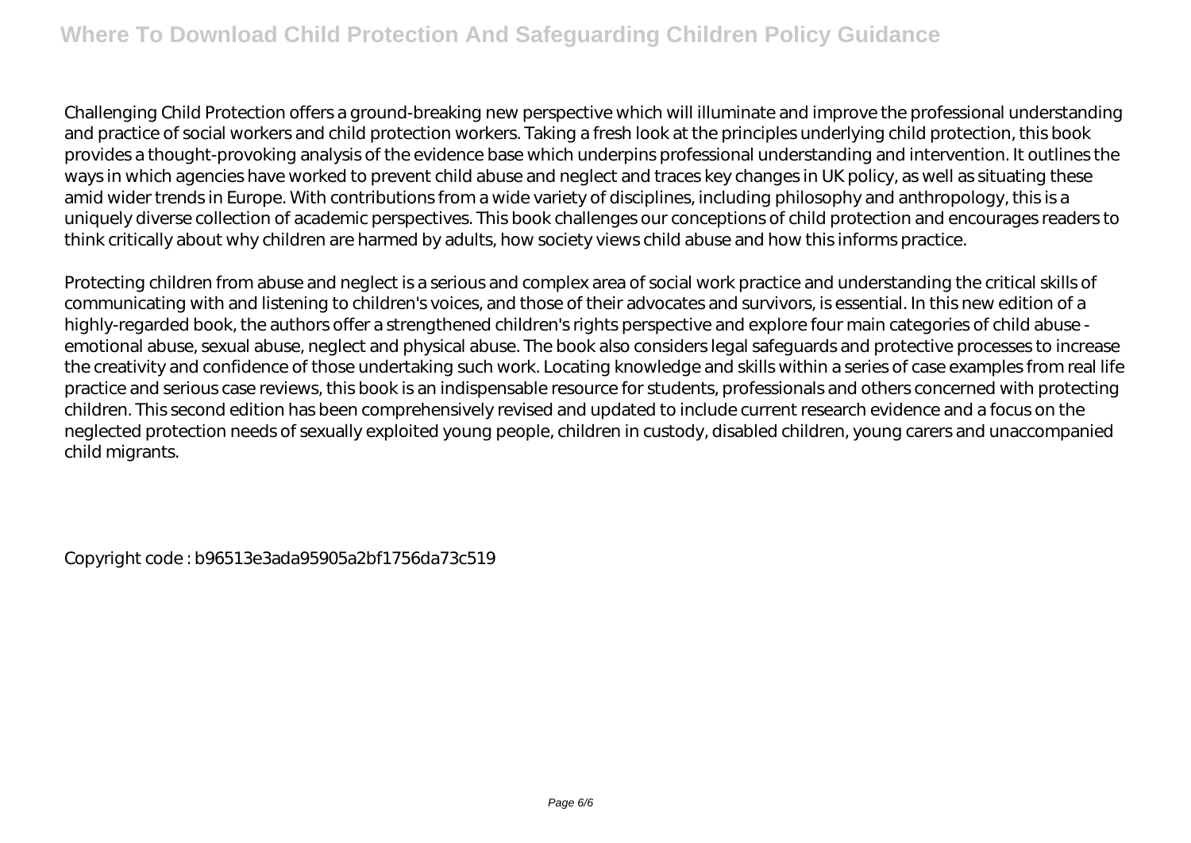Challenging Child Protection offers a ground-breaking new perspective which will illuminate and improve the professional understanding and practice of social workers and child protection workers. Taking a fresh look at the principles underlying child protection, this book provides a thought-provoking analysis of the evidence base which underpins professional understanding and intervention. It outlines the ways in which agencies have worked to prevent child abuse and neglect and traces key changes in UK policy, as well as situating these amid wider trends in Europe. With contributions from a wide variety of disciplines, including philosophy and anthropology, this is a uniquely diverse collection of academic perspectives. This book challenges our conceptions of child protection and encourages readers to think critically about why children are harmed by adults, how society views child abuse and how this informs practice.

Protecting children from abuse and neglect is a serious and complex area of social work practice and understanding the critical skills of communicating with and listening to children's voices, and those of their advocates and survivors, is essential. In this new edition of a highly-regarded book, the authors offer a strengthened children's rights perspective and explore four main categories of child abuse - emotional abuse, sexual abuse, neglect and physical abuse. The book also considers legal safeguards and protective processes to increase the creativity and confidence of those undertaking such work. Locating knowledge and skills within a series of case examples from real life practice and serious case reviews, this book is an indispensable resource for students, professionals and others concerned with protecting children. This second edition has been comprehensively revised and updated to include current research evidence and a focus on the neglected protection needs of sexually exploited young people, children in custody, disabled children, young carers and unaccompanied child migrants.

Copyright code : b96513e3ada95905a2bf1756da73c519